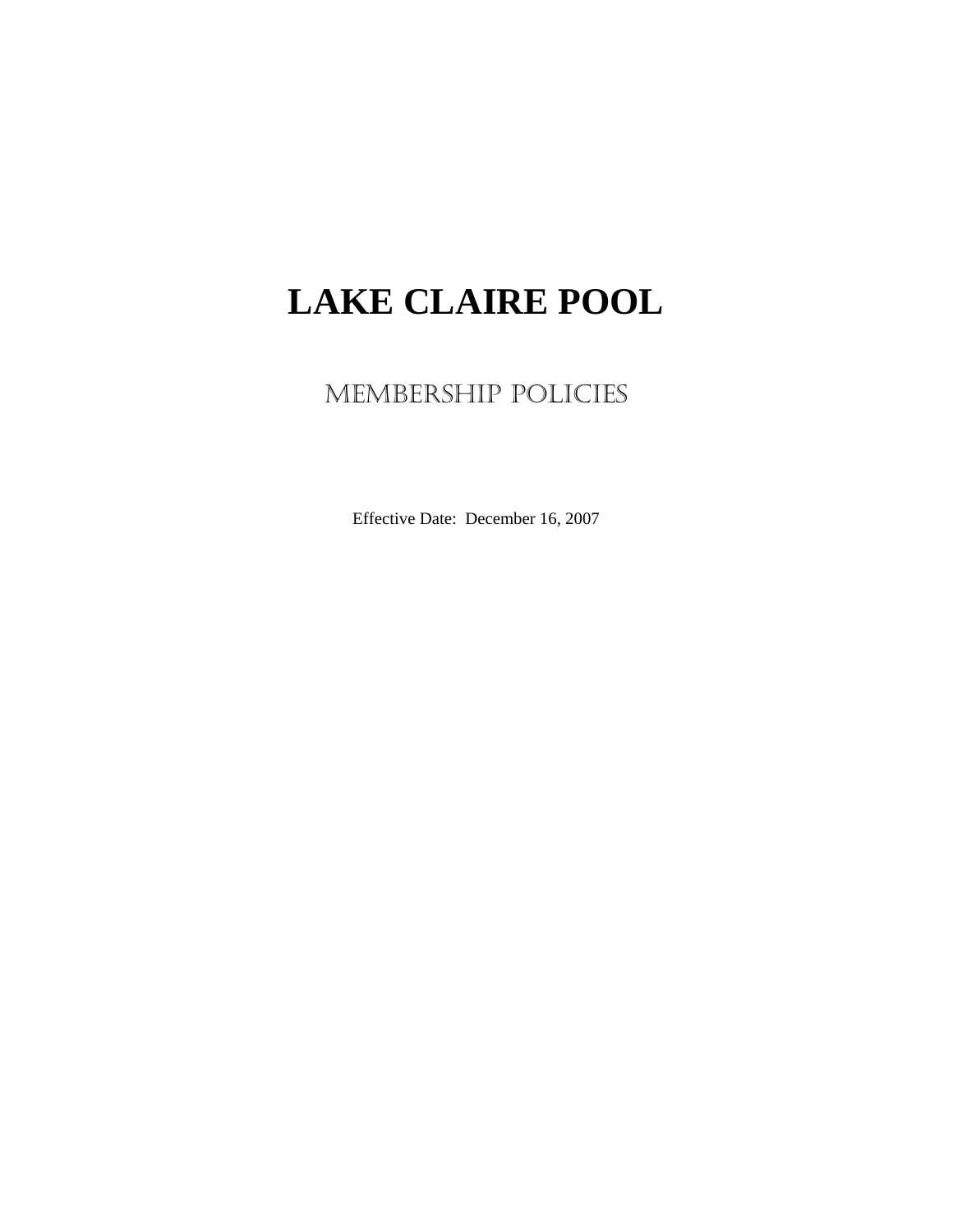# LAKE CLAIRE POOL

## MEMBERSHIP POLICIES

Effective Date: December 16, 2007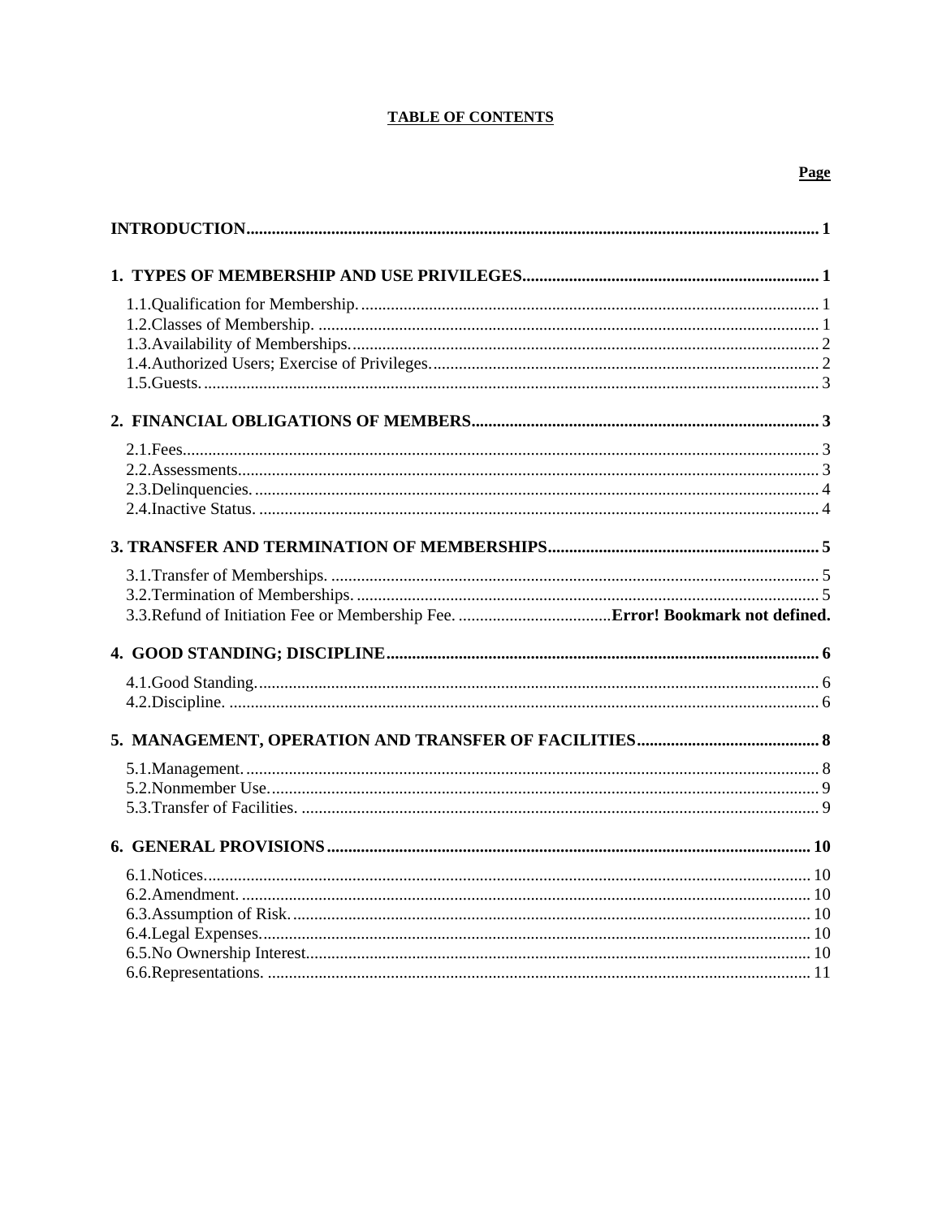**TABLE OF CONTENTS**

**Page**

**INTRODUCTION** .......... 1

**1. TYPES OF MEMBERSHIP AND USE PRIVILEGES** .......... 1

1.1. Qualification for Membership. .......... 1
1.2. Classes of Membership. .......... 1
1.3. Availability of Memberships. .......... 2
1.4. Authorized Users; Exercise of Privileges. .......... 2
1.5. Guests. .......... 3

**2. FINANCIAL OBLIGATIONS OF MEMBERS** .......... 3

2.1. Fees .......... 3
2.2. Assessments .......... 3
2.3. Delinquencies. .......... 4
2.4. Inactive Status. .......... 4

**3. TRANSFER AND TERMINATION OF MEMBERSHIPS** .......... 5

3.1. Transfer of Memberships. .......... 5
3.2. Termination of Memberships. .......... 5
3.3. Refund of Initiation Fee or Membership Fee. .......... **Error! Bookmark not defined.**

**4. GOOD STANDING; DISCIPLINE** .......... 6

4.1. Good Standing. .......... 6
4.2. Discipline. .......... 6

**5. MANAGEMENT, OPERATION AND TRANSFER OF FACILITIES** .......... 8

5.1. Management. .......... 8
5.2. Nonmember Use. .......... 9
5.3. Transfer of Facilities. .......... 9

**6. GENERAL PROVISIONS** .......... 10

6.1. Notices. .......... 10
6.2. Amendment. .......... 10
6.3. Assumption of Risk. .......... 10
6.4. Legal Expenses. .......... 10
6.5. No Ownership Interest. .......... 10
6.6. Representations. .......... 11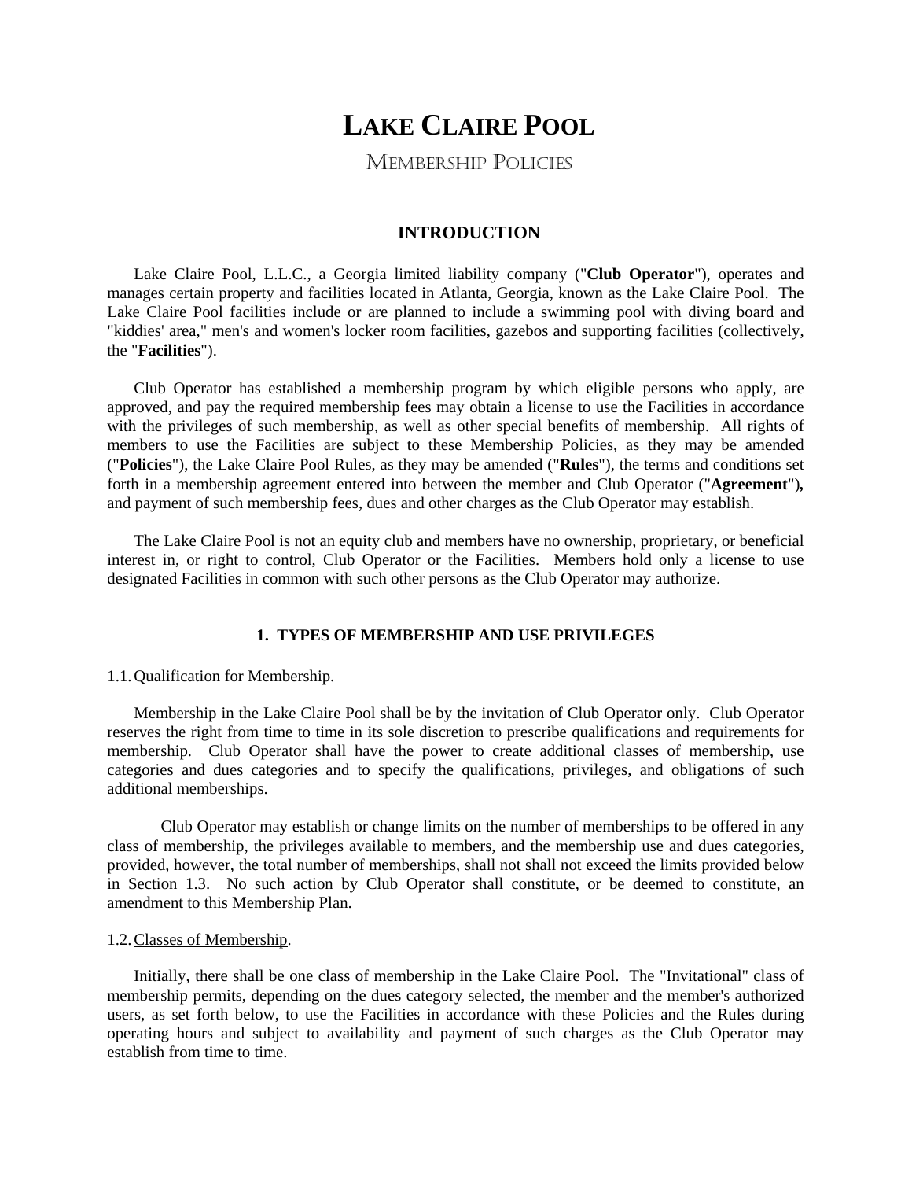# LAKE CLAIRE POOL

## MEMBERSHIP POLICIES

### INTRODUCTION

Lake Claire Pool, L.L.C., a Georgia limited liability company ("**Club Operator**"), operates and manages certain property and facilities located in Atlanta, Georgia, known as the Lake Claire Pool. The Lake Claire Pool facilities include or are planned to include a swimming pool with diving board and "kiddies' area," men's and women's locker room facilities, gazebos and supporting facilities (collectively, the "**Facilities**").

Club Operator has established a membership program by which eligible persons who apply, are approved, and pay the required membership fees may obtain a license to use the Facilities in accordance with the privileges of such membership, as well as other special benefits of membership. All rights of members to use the Facilities are subject to these Membership Policies, as they may be amended ("**Policies**"), the Lake Claire Pool Rules, as they may be amended ("**Rules**"), the terms and conditions set forth in a membership agreement entered into between the member and Club Operator ("**Agreement**"**),** and payment of such membership fees, dues and other charges as the Club Operator may establish.

The Lake Claire Pool is not an equity club and members have no ownership, proprietary, or beneficial interest in, or right to control, Club Operator or the Facilities. Members hold only a license to use designated Facilities in common with such other persons as the Club Operator may authorize.

### 1. TYPES OF MEMBERSHIP AND USE PRIVILEGES

1.1. Qualification for Membership.

Membership in the Lake Claire Pool shall be by the invitation of Club Operator only. Club Operator reserves the right from time to time in its sole discretion to prescribe qualifications and requirements for membership. Club Operator shall have the power to create additional classes of membership, use categories and dues categories and to specify the qualifications, privileges, and obligations of such additional memberships.

Club Operator may establish or change limits on the number of memberships to be offered in any class of membership, the privileges available to members, and the membership use and dues categories, provided, however, the total number of memberships, shall not shall not exceed the limits provided below in Section 1.3. No such action by Club Operator shall constitute, or be deemed to constitute, an amendment to this Membership Plan.

1.2. Classes of Membership.

Initially, there shall be one class of membership in the Lake Claire Pool. The "Invitational" class of membership permits, depending on the dues category selected, the member and the member's authorized users, as set forth below, to use the Facilities in accordance with these Policies and the Rules during operating hours and subject to availability and payment of such charges as the Club Operator may establish from time to time.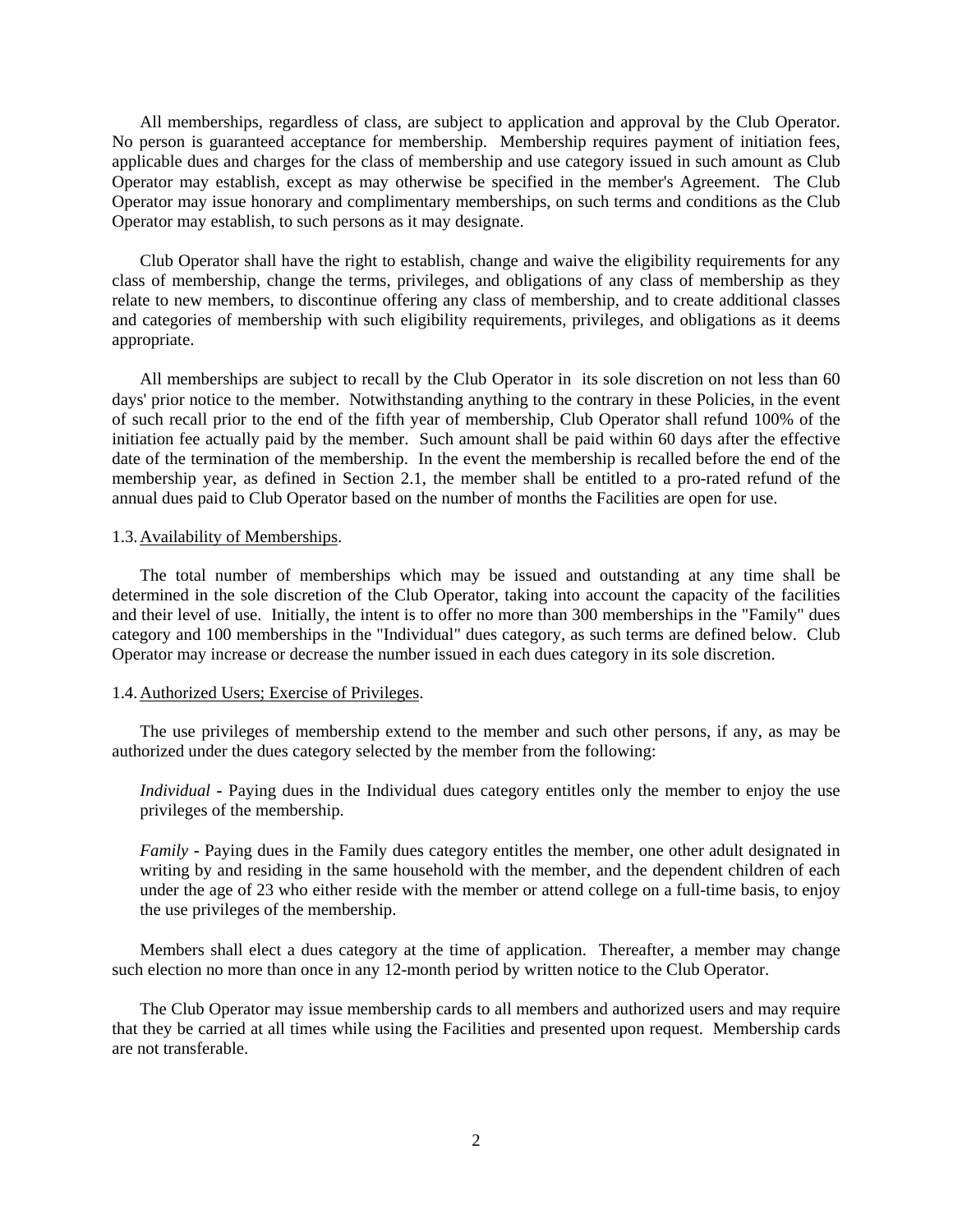All memberships, regardless of class, are subject to application and approval by the Club Operator. No person is guaranteed acceptance for membership. Membership requires payment of initiation fees, applicable dues and charges for the class of membership and use category issued in such amount as Club Operator may establish, except as may otherwise be specified in the member's Agreement. The Club Operator may issue honorary and complimentary memberships, on such terms and conditions as the Club Operator may establish, to such persons as it may designate.

Club Operator shall have the right to establish, change and waive the eligibility requirements for any class of membership, change the terms, privileges, and obligations of any class of membership as they relate to new members, to discontinue offering any class of membership, and to create additional classes and categories of membership with such eligibility requirements, privileges, and obligations as it deems appropriate.

All memberships are subject to recall by the Club Operator in its sole discretion on not less than 60 days' prior notice to the member. Notwithstanding anything to the contrary in these Policies, in the event of such recall prior to the end of the fifth year of membership, Club Operator shall refund 100% of the initiation fee actually paid by the member. Such amount shall be paid within 60 days after the effective date of the termination of the membership. In the event the membership is recalled before the end of the membership year, as defined in Section 2.1, the member shall be entitled to a pro-rated refund of the annual dues paid to Club Operator based on the number of months the Facilities are open for use.

1.3. Availability of Memberships.

The total number of memberships which may be issued and outstanding at any time shall be determined in the sole discretion of the Club Operator, taking into account the capacity of the facilities and their level of use. Initially, the intent is to offer no more than 300 memberships in the "Family" dues category and 100 memberships in the "Individual" dues category, as such terms are defined below. Club Operator may increase or decrease the number issued in each dues category in its sole discretion.

1.4. Authorized Users; Exercise of Privileges.

The use privileges of membership extend to the member and such other persons, if any, as may be authorized under the dues category selected by the member from the following:

*Individual* - Paying dues in the Individual dues category entitles only the member to enjoy the use privileges of the membership.

*Family* - Paying dues in the Family dues category entitles the member, one other adult designated in writing by and residing in the same household with the member, and the dependent children of each under the age of 23 who either reside with the member or attend college on a full-time basis, to enjoy the use privileges of the membership.

Members shall elect a dues category at the time of application. Thereafter, a member may change such election no more than once in any 12-month period by written notice to the Club Operator.

The Club Operator may issue membership cards to all members and authorized users and may require that they be carried at all times while using the Facilities and presented upon request. Membership cards are not transferable.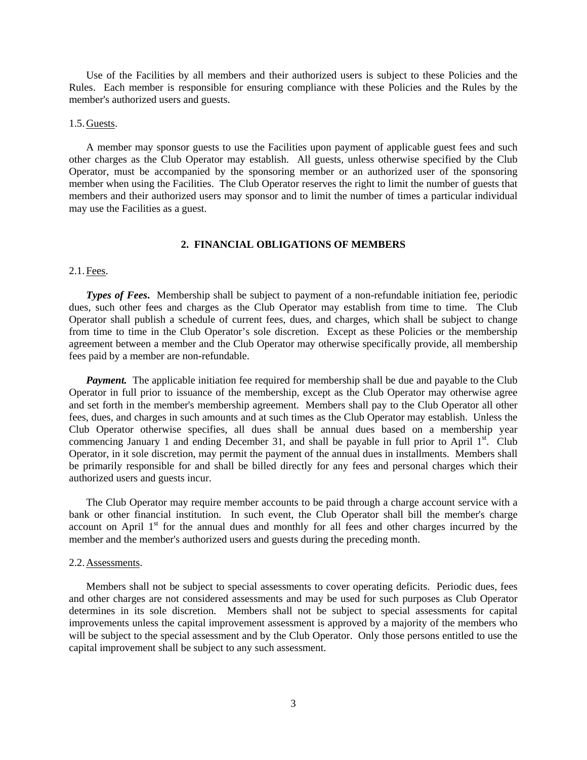Use of the Facilities by all members and their authorized users is subject to these Policies and the Rules. Each member is responsible for ensuring compliance with these Policies and the Rules by the member's authorized users and guests.

1.5. Guests.

A member may sponsor guests to use the Facilities upon payment of applicable guest fees and such other charges as the Club Operator may establish. All guests, unless otherwise specified by the Club Operator, must be accompanied by the sponsoring member or an authorized user of the sponsoring member when using the Facilities. The Club Operator reserves the right to limit the number of guests that members and their authorized users may sponsor and to limit the number of times a particular individual may use the Facilities as a guest.

## 2. FINANCIAL OBLIGATIONS OF MEMBERS

2.1. Fees.

***Types of Fees***. Membership shall be subject to payment of a non-refundable initiation fee, periodic dues, such other fees and charges as the Club Operator may establish from time to time. The Club Operator shall publish a schedule of current fees, dues, and charges, which shall be subject to change from time to time in the Club Operator's sole discretion. Except as these Policies or the membership agreement between a member and the Club Operator may otherwise specifically provide, all membership fees paid by a member are non-refundable.

***Payment.*** The applicable initiation fee required for membership shall be due and payable to the Club Operator in full prior to issuance of the membership, except as the Club Operator may otherwise agree and set forth in the member's membership agreement. Members shall pay to the Club Operator all other fees, dues, and charges in such amounts and at such times as the Club Operator may establish. Unless the Club Operator otherwise specifies, all dues shall be annual dues based on a membership year commencing January 1 and ending December 31, and shall be payable in full prior to April 1st. Club Operator, in it sole discretion, may permit the payment of the annual dues in installments. Members shall be primarily responsible for and shall be billed directly for any fees and personal charges which their authorized users and guests incur.

The Club Operator may require member accounts to be paid through a charge account service with a bank or other financial institution. In such event, the Club Operator shall bill the member's charge account on April 1st for the annual dues and monthly for all fees and other charges incurred by the member and the member's authorized users and guests during the preceding month.

2.2. Assessments.

Members shall not be subject to special assessments to cover operating deficits. Periodic dues, fees and other charges are not considered assessments and may be used for such purposes as Club Operator determines in its sole discretion. Members shall not be subject to special assessments for capital improvements unless the capital improvement assessment is approved by a majority of the members who will be subject to the special assessment and by the Club Operator. Only those persons entitled to use the capital improvement shall be subject to any such assessment.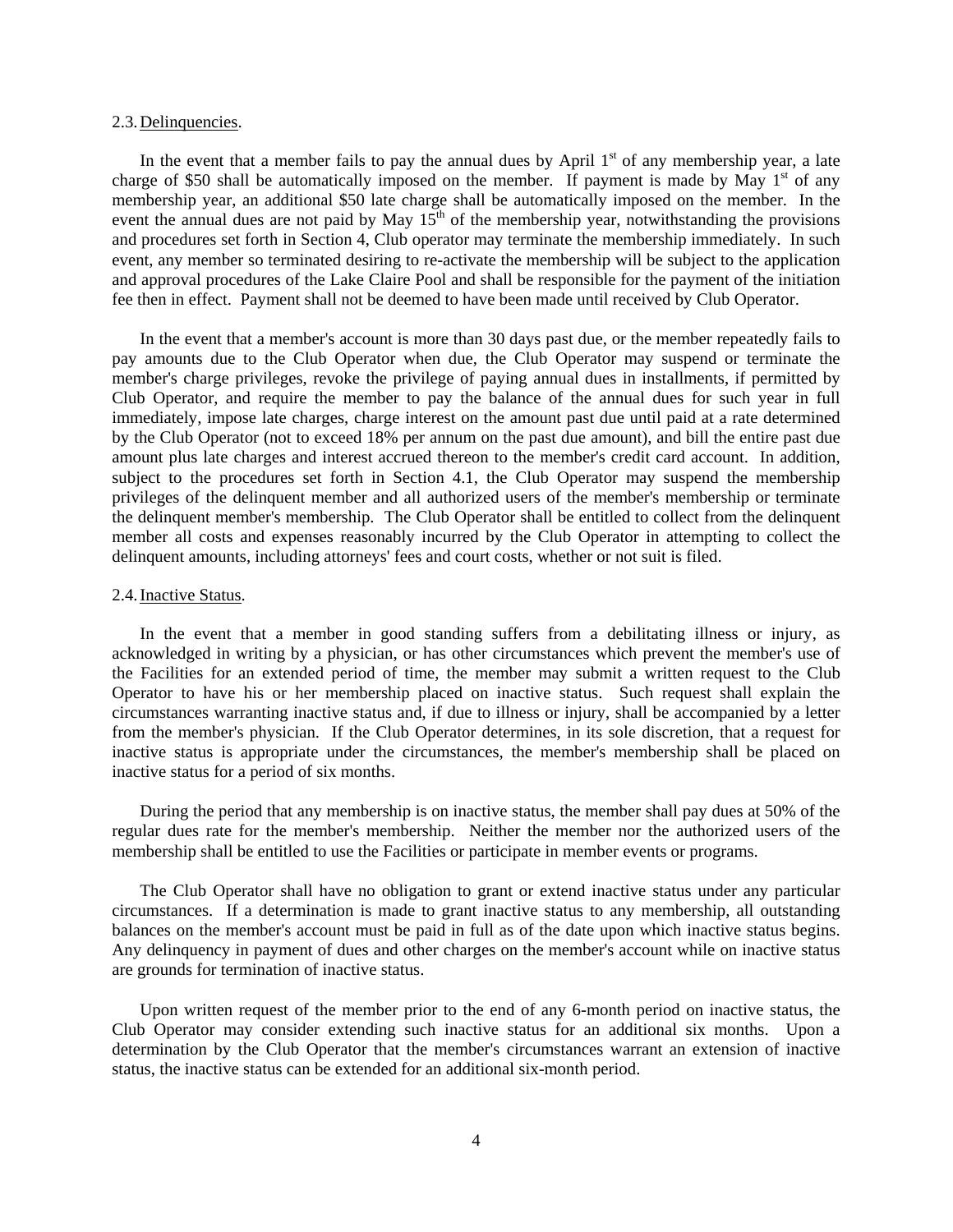2.3. Delinquencies.

In the event that a member fails to pay the annual dues by April 1st of any membership year, a late charge of $50 shall be automatically imposed on the member. If payment is made by May 1st of any membership year, an additional $50 late charge shall be automatically imposed on the member. In the event the annual dues are not paid by May 15th of the membership year, notwithstanding the provisions and procedures set forth in Section 4, Club operator may terminate the membership immediately. In such event, any member so terminated desiring to re-activate the membership will be subject to the application and approval procedures of the Lake Claire Pool and shall be responsible for the payment of the initiation fee then in effect. Payment shall not be deemed to have been made until received by Club Operator.

In the event that a member's account is more than 30 days past due, or the member repeatedly fails to pay amounts due to the Club Operator when due, the Club Operator may suspend or terminate the member's charge privileges, revoke the privilege of paying annual dues in installments, if permitted by Club Operator, and require the member to pay the balance of the annual dues for such year in full immediately, impose late charges, charge interest on the amount past due until paid at a rate determined by the Club Operator (not to exceed 18% per annum on the past due amount), and bill the entire past due amount plus late charges and interest accrued thereon to the member's credit card account. In addition, subject to the procedures set forth in Section 4.1, the Club Operator may suspend the membership privileges of the delinquent member and all authorized users of the member's membership or terminate the delinquent member's membership. The Club Operator shall be entitled to collect from the delinquent member all costs and expenses reasonably incurred by the Club Operator in attempting to collect the delinquent amounts, including attorneys' fees and court costs, whether or not suit is filed.

2.4. Inactive Status.

In the event that a member in good standing suffers from a debilitating illness or injury, as acknowledged in writing by a physician, or has other circumstances which prevent the member's use of the Facilities for an extended period of time, the member may submit a written request to the Club Operator to have his or her membership placed on inactive status. Such request shall explain the circumstances warranting inactive status and, if due to illness or injury, shall be accompanied by a letter from the member's physician. If the Club Operator determines, in its sole discretion, that a request for inactive status is appropriate under the circumstances, the member's membership shall be placed on inactive status for a period of six months.

During the period that any membership is on inactive status, the member shall pay dues at 50% of the regular dues rate for the member's membership. Neither the member nor the authorized users of the membership shall be entitled to use the Facilities or participate in member events or programs.

The Club Operator shall have no obligation to grant or extend inactive status under any particular circumstances. If a determination is made to grant inactive status to any membership, all outstanding balances on the member's account must be paid in full as of the date upon which inactive status begins. Any delinquency in payment of dues and other charges on the member's account while on inactive status are grounds for termination of inactive status.

Upon written request of the member prior to the end of any 6-month period on inactive status, the Club Operator may consider extending such inactive status for an additional six months. Upon a determination by the Club Operator that the member's circumstances warrant an extension of inactive status, the inactive status can be extended for an additional six-month period.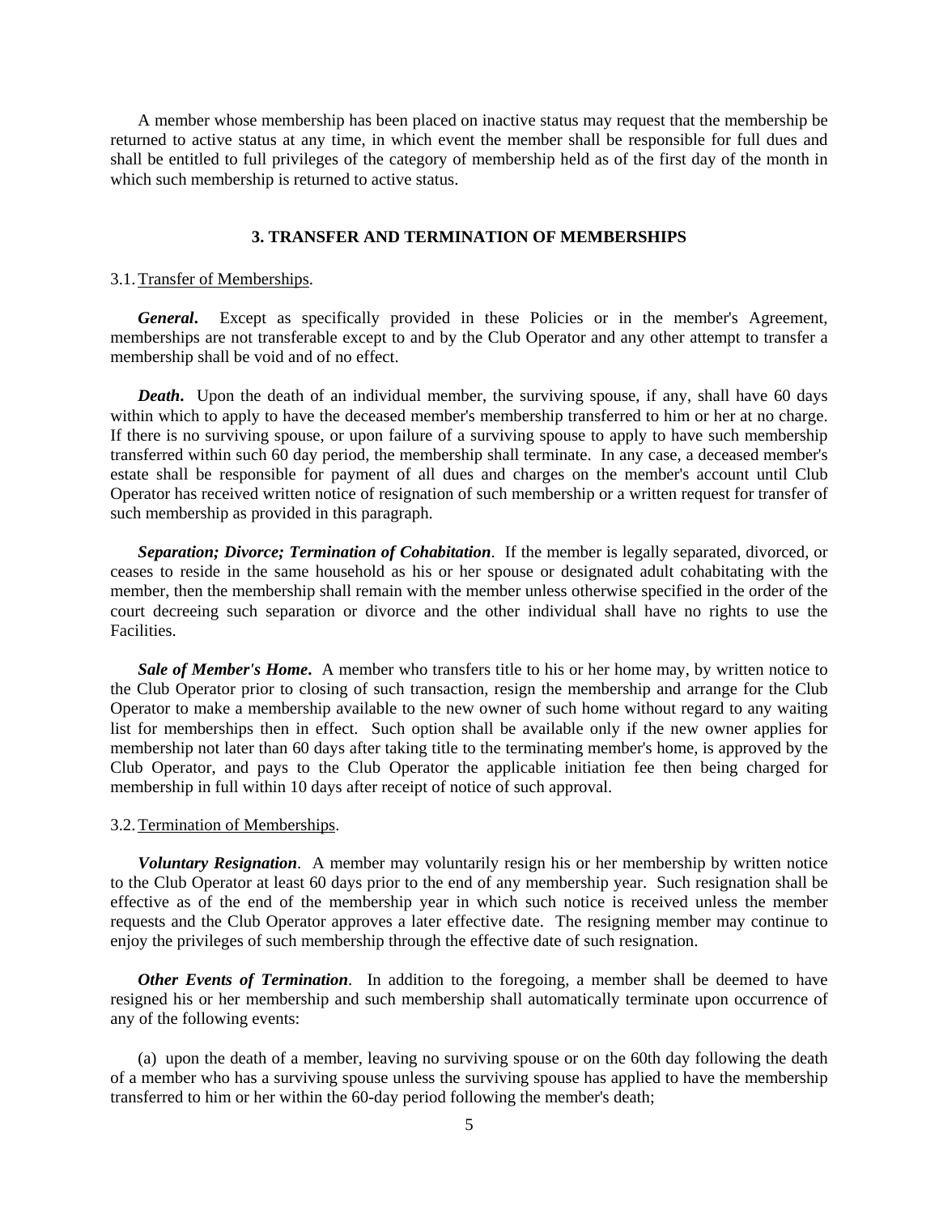A member whose membership has been placed on inactive status may request that the membership be returned to active status at any time, in which event the member shall be responsible for full dues and shall be entitled to full privileges of the category of membership held as of the first day of the month in which such membership is returned to active status.

## 3. TRANSFER AND TERMINATION OF MEMBERSHIPS

3.1. Transfer of Memberships.

***General***. Except as specifically provided in these Policies or in the member's Agreement, memberships are not transferable except to and by the Club Operator and any other attempt to transfer a membership shall be void and of no effect.

***Death***. Upon the death of an individual member, the surviving spouse, if any, shall have 60 days within which to apply to have the deceased member's membership transferred to him or her at no charge. If there is no surviving spouse, or upon failure of a surviving spouse to apply to have such membership transferred within such 60 day period, the membership shall terminate. In any case, a deceased member's estate shall be responsible for payment of all dues and charges on the member's account until Club Operator has received written notice of resignation of such membership or a written request for transfer of such membership as provided in this paragraph.

***Separation; Divorce; Termination of Cohabitation***. If the member is legally separated, divorced, or ceases to reside in the same household as his or her spouse or designated adult cohabitating with the member, then the membership shall remain with the member unless otherwise specified in the order of the court decreeing such separation or divorce and the other individual shall have no rights to use the Facilities.

***Sale of Member's Home***. A member who transfers title to his or her home may, by written notice to the Club Operator prior to closing of such transaction, resign the membership and arrange for the Club Operator to make a membership available to the new owner of such home without regard to any waiting list for memberships then in effect. Such option shall be available only if the new owner applies for membership not later than 60 days after taking title to the terminating member's home, is approved by the Club Operator, and pays to the Club Operator the applicable initiation fee then being charged for membership in full within 10 days after receipt of notice of such approval.

3.2. Termination of Memberships.

***Voluntary Resignation***. A member may voluntarily resign his or her membership by written notice to the Club Operator at least 60 days prior to the end of any membership year. Such resignation shall be effective as of the end of the membership year in which such notice is received unless the member requests and the Club Operator approves a later effective date. The resigning member may continue to enjoy the privileges of such membership through the effective date of such resignation.

***Other Events of Termination***. In addition to the foregoing, a member shall be deemed to have resigned his or her membership and such membership shall automatically terminate upon occurrence of any of the following events:

(a) upon the death of a member, leaving no surviving spouse or on the 60th day following the death of a member who has a surviving spouse unless the surviving spouse has applied to have the membership transferred to him or her within the 60-day period following the member's death;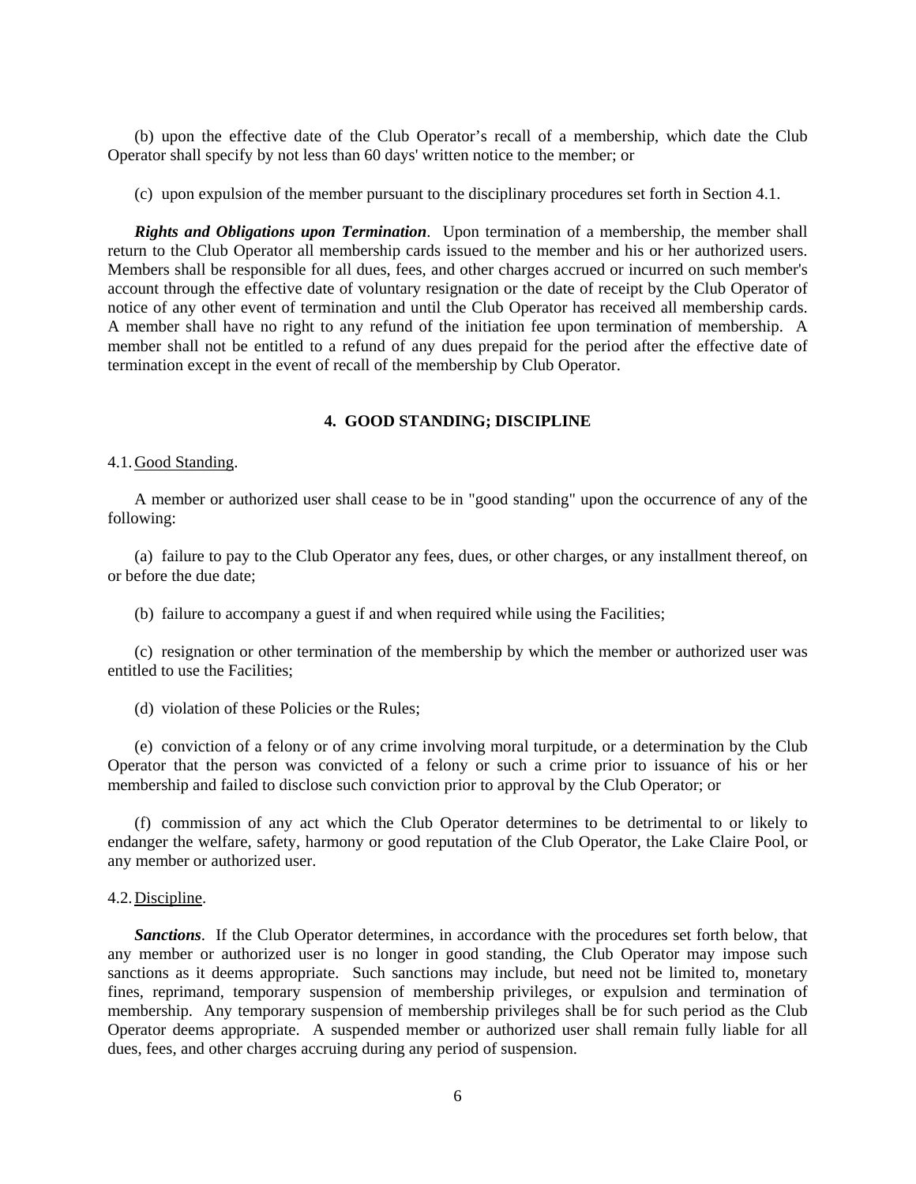(b) upon the effective date of the Club Operator's recall of a membership, which date the Club Operator shall specify by not less than 60 days' written notice to the member; or

(c) upon expulsion of the member pursuant to the disciplinary procedures set forth in Section 4.1.

***Rights and Obligations upon Termination***. Upon termination of a membership, the member shall return to the Club Operator all membership cards issued to the member and his or her authorized users. Members shall be responsible for all dues, fees, and other charges accrued or incurred on such member's account through the effective date of voluntary resignation or the date of receipt by the Club Operator of notice of any other event of termination and until the Club Operator has received all membership cards. A member shall have no right to any refund of the initiation fee upon termination of membership. A member shall not be entitled to a refund of any dues prepaid for the period after the effective date of termination except in the event of recall of the membership by Club Operator.

## 4. GOOD STANDING; DISCIPLINE

4.1. Good Standing.

A member or authorized user shall cease to be in "good standing" upon the occurrence of any of the following:

(a) failure to pay to the Club Operator any fees, dues, or other charges, or any installment thereof, on or before the due date;

(b) failure to accompany a guest if and when required while using the Facilities;

(c) resignation or other termination of the membership by which the member or authorized user was entitled to use the Facilities;

(d) violation of these Policies or the Rules;

(e) conviction of a felony or of any crime involving moral turpitude, or a determination by the Club Operator that the person was convicted of a felony or such a crime prior to issuance of his or her membership and failed to disclose such conviction prior to approval by the Club Operator; or

(f) commission of any act which the Club Operator determines to be detrimental to or likely to endanger the welfare, safety, harmony or good reputation of the Club Operator, the Lake Claire Pool, or any member or authorized user.

4.2. Discipline.

***Sanctions***. If the Club Operator determines, in accordance with the procedures set forth below, that any member or authorized user is no longer in good standing, the Club Operator may impose such sanctions as it deems appropriate. Such sanctions may include, but need not be limited to, monetary fines, reprimand, temporary suspension of membership privileges, or expulsion and termination of membership. Any temporary suspension of membership privileges shall be for such period as the Club Operator deems appropriate. A suspended member or authorized user shall remain fully liable for all dues, fees, and other charges accruing during any period of suspension.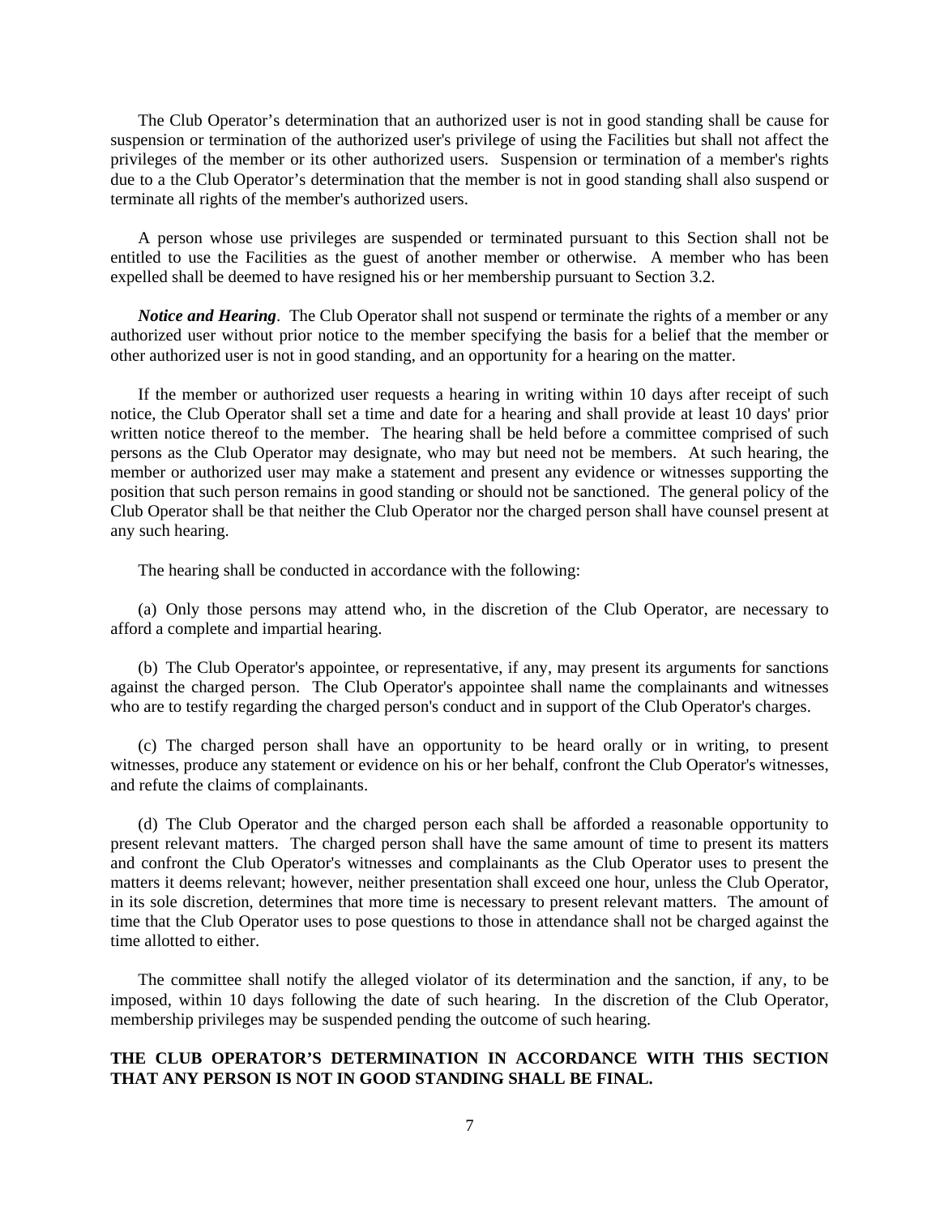The Club Operator's determination that an authorized user is not in good standing shall be cause for suspension or termination of the authorized user's privilege of using the Facilities but shall not affect the privileges of the member or its other authorized users. Suspension or termination of a member's rights due to a the Club Operator's determination that the member is not in good standing shall also suspend or terminate all rights of the member's authorized users.

A person whose use privileges are suspended or terminated pursuant to this Section shall not be entitled to use the Facilities as the guest of another member or otherwise. A member who has been expelled shall be deemed to have resigned his or her membership pursuant to Section 3.2.

***Notice and Hearing***. The Club Operator shall not suspend or terminate the rights of a member or any authorized user without prior notice to the member specifying the basis for a belief that the member or other authorized user is not in good standing, and an opportunity for a hearing on the matter.

If the member or authorized user requests a hearing in writing within 10 days after receipt of such notice, the Club Operator shall set a time and date for a hearing and shall provide at least 10 days' prior written notice thereof to the member. The hearing shall be held before a committee comprised of such persons as the Club Operator may designate, who may but need not be members. At such hearing, the member or authorized user may make a statement and present any evidence or witnesses supporting the position that such person remains in good standing or should not be sanctioned. The general policy of the Club Operator shall be that neither the Club Operator nor the charged person shall have counsel present at any such hearing.

The hearing shall be conducted in accordance with the following:

(a) Only those persons may attend who, in the discretion of the Club Operator, are necessary to afford a complete and impartial hearing.

(b) The Club Operator's appointee, or representative, if any, may present its arguments for sanctions against the charged person. The Club Operator's appointee shall name the complainants and witnesses who are to testify regarding the charged person's conduct and in support of the Club Operator's charges.

(c) The charged person shall have an opportunity to be heard orally or in writing, to present witnesses, produce any statement or evidence on his or her behalf, confront the Club Operator's witnesses, and refute the claims of complainants.

(d) The Club Operator and the charged person each shall be afforded a reasonable opportunity to present relevant matters. The charged person shall have the same amount of time to present its matters and confront the Club Operator's witnesses and complainants as the Club Operator uses to present the matters it deems relevant; however, neither presentation shall exceed one hour, unless the Club Operator, in its sole discretion, determines that more time is necessary to present relevant matters. The amount of time that the Club Operator uses to pose questions to those in attendance shall not be charged against the time allotted to either.

The committee shall notify the alleged violator of its determination and the sanction, if any, to be imposed, within 10 days following the date of such hearing. In the discretion of the Club Operator, membership privileges may be suspended pending the outcome of such hearing.

**THE CLUB OPERATOR'S DETERMINATION IN ACCORDANCE WITH THIS SECTION THAT ANY PERSON IS NOT IN GOOD STANDING SHALL BE FINAL.**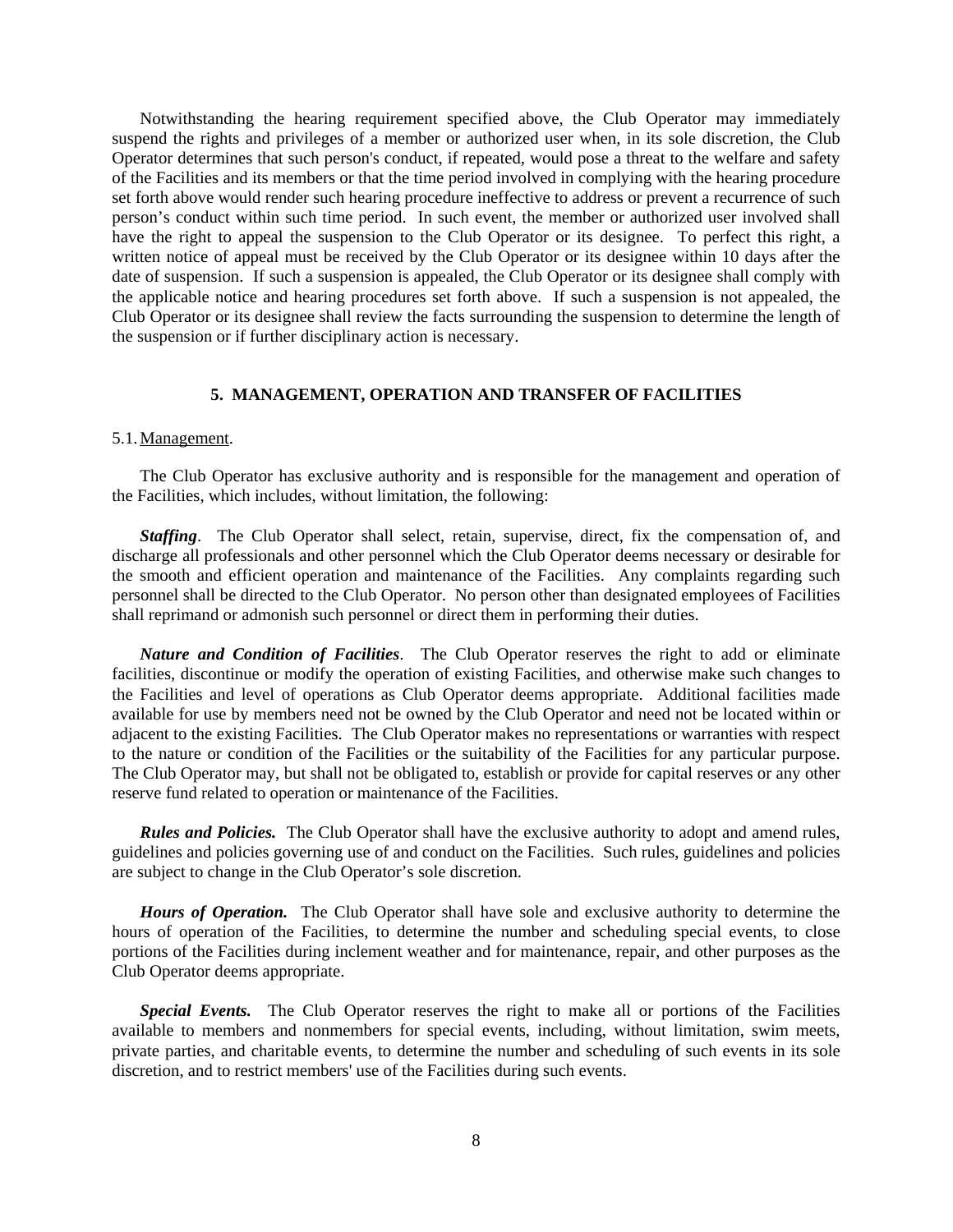Notwithstanding the hearing requirement specified above, the Club Operator may immediately suspend the rights and privileges of a member or authorized user when, in its sole discretion, the Club Operator determines that such person's conduct, if repeated, would pose a threat to the welfare and safety of the Facilities and its members or that the time period involved in complying with the hearing procedure set forth above would render such hearing procedure ineffective to address or prevent a recurrence of such person's conduct within such time period. In such event, the member or authorized user involved shall have the right to appeal the suspension to the Club Operator or its designee. To perfect this right, a written notice of appeal must be received by the Club Operator or its designee within 10 days after the date of suspension. If such a suspension is appealed, the Club Operator or its designee shall comply with the applicable notice and hearing procedures set forth above. If such a suspension is not appealed, the Club Operator or its designee shall review the facts surrounding the suspension to determine the length of the suspension or if further disciplinary action is necessary.

## 5. MANAGEMENT, OPERATION AND TRANSFER OF FACILITIES

5.1. Management.

The Club Operator has exclusive authority and is responsible for the management and operation of the Facilities, which includes, without limitation, the following:

***Staffing***. The Club Operator shall select, retain, supervise, direct, fix the compensation of, and discharge all professionals and other personnel which the Club Operator deems necessary or desirable for the smooth and efficient operation and maintenance of the Facilities. Any complaints regarding such personnel shall be directed to the Club Operator. No person other than designated employees of Facilities shall reprimand or admonish such personnel or direct them in performing their duties.

***Nature and Condition of Facilities***. The Club Operator reserves the right to add or eliminate facilities, discontinue or modify the operation of existing Facilities, and otherwise make such changes to the Facilities and level of operations as Club Operator deems appropriate. Additional facilities made available for use by members need not be owned by the Club Operator and need not be located within or adjacent to the existing Facilities. The Club Operator makes no representations or warranties with respect to the nature or condition of the Facilities or the suitability of the Facilities for any particular purpose. The Club Operator may, but shall not be obligated to, establish or provide for capital reserves or any other reserve fund related to operation or maintenance of the Facilities.

***Rules and Policies.*** The Club Operator shall have the exclusive authority to adopt and amend rules, guidelines and policies governing use of and conduct on the Facilities. Such rules, guidelines and policies are subject to change in the Club Operator's sole discretion.

***Hours of Operation.*** The Club Operator shall have sole and exclusive authority to determine the hours of operation of the Facilities, to determine the number and scheduling special events, to close portions of the Facilities during inclement weather and for maintenance, repair, and other purposes as the Club Operator deems appropriate.

***Special Events.*** The Club Operator reserves the right to make all or portions of the Facilities available to members and nonmembers for special events, including, without limitation, swim meets, private parties, and charitable events, to determine the number and scheduling of such events in its sole discretion, and to restrict members' use of the Facilities during such events.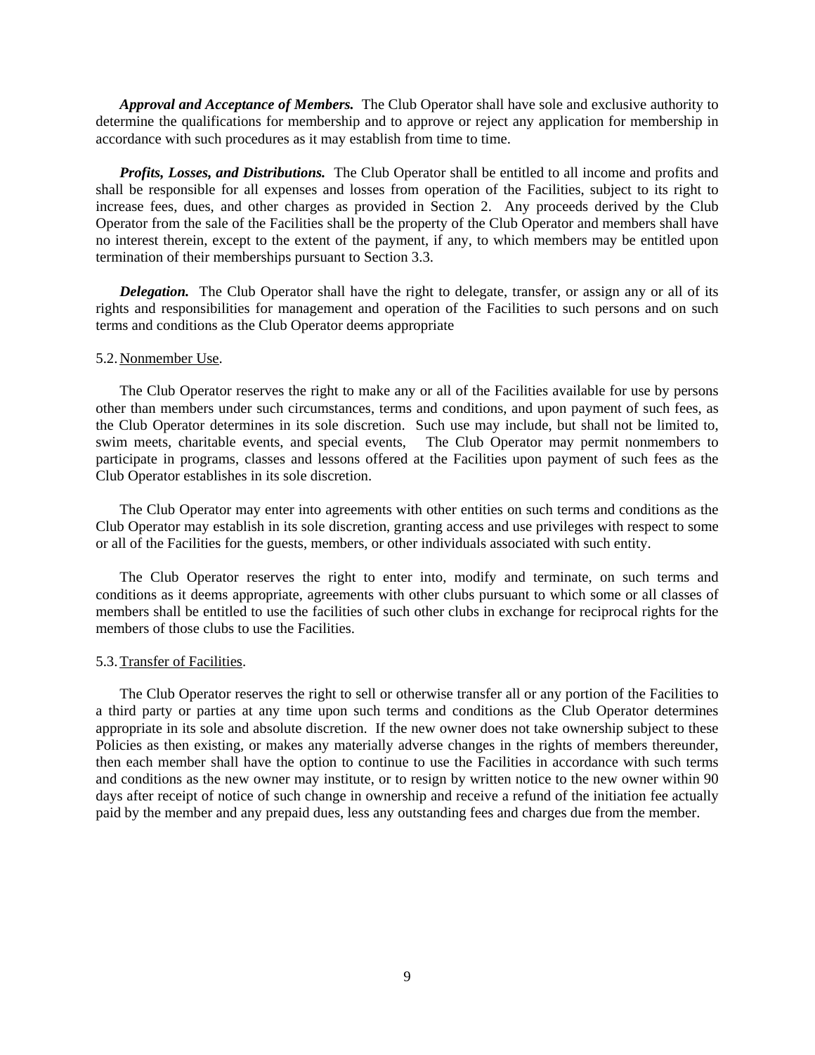***Approval and Acceptance of Members.*** The Club Operator shall have sole and exclusive authority to determine the qualifications for membership and to approve or reject any application for membership in accordance with such procedures as it may establish from time to time.

***Profits, Losses, and Distributions.*** The Club Operator shall be entitled to all income and profits and shall be responsible for all expenses and losses from operation of the Facilities, subject to its right to increase fees, dues, and other charges as provided in Section 2. Any proceeds derived by the Club Operator from the sale of the Facilities shall be the property of the Club Operator and members shall have no interest therein, except to the extent of the payment, if any, to which members may be entitled upon termination of their memberships pursuant to Section 3.3.

***Delegation.*** The Club Operator shall have the right to delegate, transfer, or assign any or all of its rights and responsibilities for management and operation of the Facilities to such persons and on such terms and conditions as the Club Operator deems appropriate

5.2. Nonmember Use.

The Club Operator reserves the right to make any or all of the Facilities available for use by persons other than members under such circumstances, terms and conditions, and upon payment of such fees, as the Club Operator determines in its sole discretion. Such use may include, but shall not be limited to, swim meets, charitable events, and special events, The Club Operator may permit nonmembers to participate in programs, classes and lessons offered at the Facilities upon payment of such fees as the Club Operator establishes in its sole discretion.

The Club Operator may enter into agreements with other entities on such terms and conditions as the Club Operator may establish in its sole discretion, granting access and use privileges with respect to some or all of the Facilities for the guests, members, or other individuals associated with such entity.

The Club Operator reserves the right to enter into, modify and terminate, on such terms and conditions as it deems appropriate, agreements with other clubs pursuant to which some or all classes of members shall be entitled to use the facilities of such other clubs in exchange for reciprocal rights for the members of those clubs to use the Facilities.

5.3. Transfer of Facilities.

The Club Operator reserves the right to sell or otherwise transfer all or any portion of the Facilities to a third party or parties at any time upon such terms and conditions as the Club Operator determines appropriate in its sole and absolute discretion. If the new owner does not take ownership subject to these Policies as then existing, or makes any materially adverse changes in the rights of members thereunder, then each member shall have the option to continue to use the Facilities in accordance with such terms and conditions as the new owner may institute, or to resign by written notice to the new owner within 90 days after receipt of notice of such change in ownership and receive a refund of the initiation fee actually paid by the member and any prepaid dues, less any outstanding fees and charges due from the member.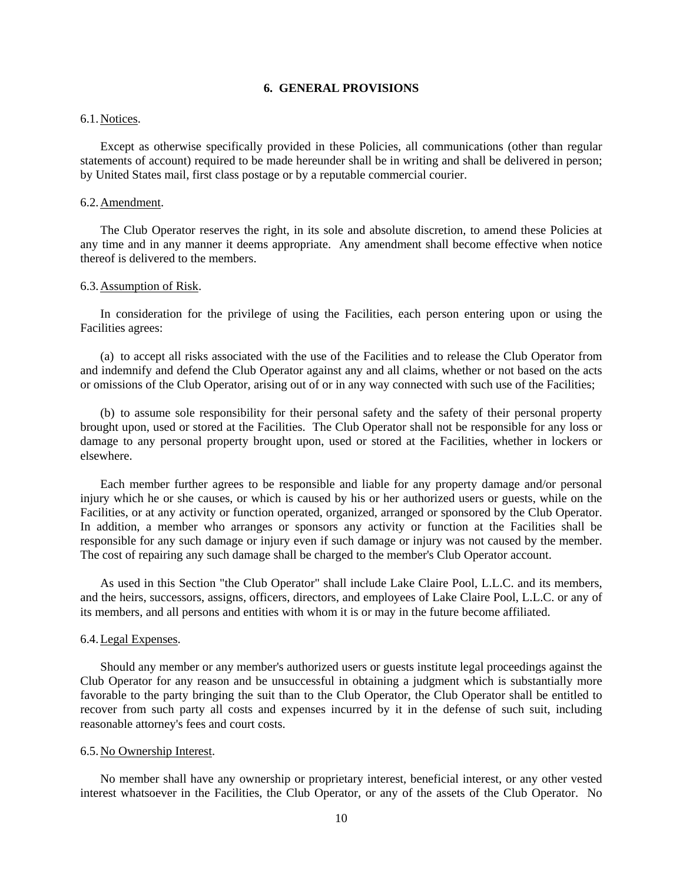## 6. GENERAL PROVISIONS

6.1. Notices.

Except as otherwise specifically provided in these Policies, all communications (other than regular statements of account) required to be made hereunder shall be in writing and shall be delivered in person; by United States mail, first class postage or by a reputable commercial courier.

6.2. Amendment.

The Club Operator reserves the right, in its sole and absolute discretion, to amend these Policies at any time and in any manner it deems appropriate. Any amendment shall become effective when notice thereof is delivered to the members.

6.3. Assumption of Risk.

In consideration for the privilege of using the Facilities, each person entering upon or using the Facilities agrees:

(a) to accept all risks associated with the use of the Facilities and to release the Club Operator from and indemnify and defend the Club Operator against any and all claims, whether or not based on the acts or omissions of the Club Operator, arising out of or in any way connected with such use of the Facilities;

(b) to assume sole responsibility for their personal safety and the safety of their personal property brought upon, used or stored at the Facilities. The Club Operator shall not be responsible for any loss or damage to any personal property brought upon, used or stored at the Facilities, whether in lockers or elsewhere.

Each member further agrees to be responsible and liable for any property damage and/or personal injury which he or she causes, or which is caused by his or her authorized users or guests, while on the Facilities, or at any activity or function operated, organized, arranged or sponsored by the Club Operator. In addition, a member who arranges or sponsors any activity or function at the Facilities shall be responsible for any such damage or injury even if such damage or injury was not caused by the member. The cost of repairing any such damage shall be charged to the member's Club Operator account.

As used in this Section "the Club Operator" shall include Lake Claire Pool, L.L.C. and its members, and the heirs, successors, assigns, officers, directors, and employees of Lake Claire Pool, L.L.C. or any of its members, and all persons and entities with whom it is or may in the future become affiliated.

6.4. Legal Expenses.

Should any member or any member's authorized users or guests institute legal proceedings against the Club Operator for any reason and be unsuccessful in obtaining a judgment which is substantially more favorable to the party bringing the suit than to the Club Operator, the Club Operator shall be entitled to recover from such party all costs and expenses incurred by it in the defense of such suit, including reasonable attorney's fees and court costs.

6.5. No Ownership Interest.

No member shall have any ownership or proprietary interest, beneficial interest, or any other vested interest whatsoever in the Facilities, the Club Operator, or any of the assets of the Club Operator. No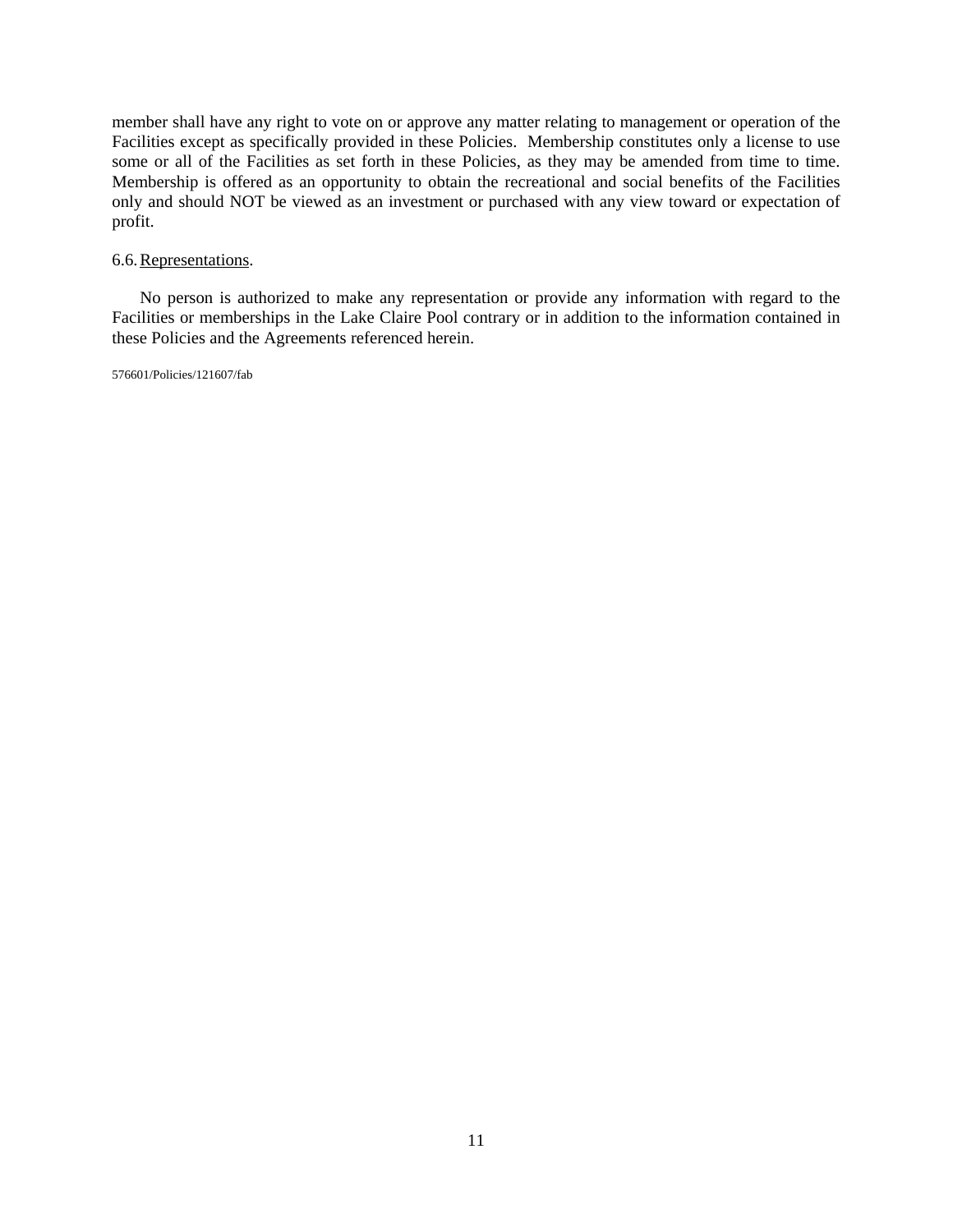member shall have any right to vote on or approve any matter relating to management or operation of the Facilities except as specifically provided in these Policies. Membership constitutes only a license to use some or all of the Facilities as set forth in these Policies, as they may be amended from time to time. Membership is offered as an opportunity to obtain the recreational and social benefits of the Facilities only and should NOT be viewed as an investment or purchased with any view toward or expectation of profit.

6.6. Representations.

No person is authorized to make any representation or provide any information with regard to the Facilities or memberships in the Lake Claire Pool contrary or in addition to the information contained in these Policies and the Agreements referenced herein.

576601/Policies/121607/fab